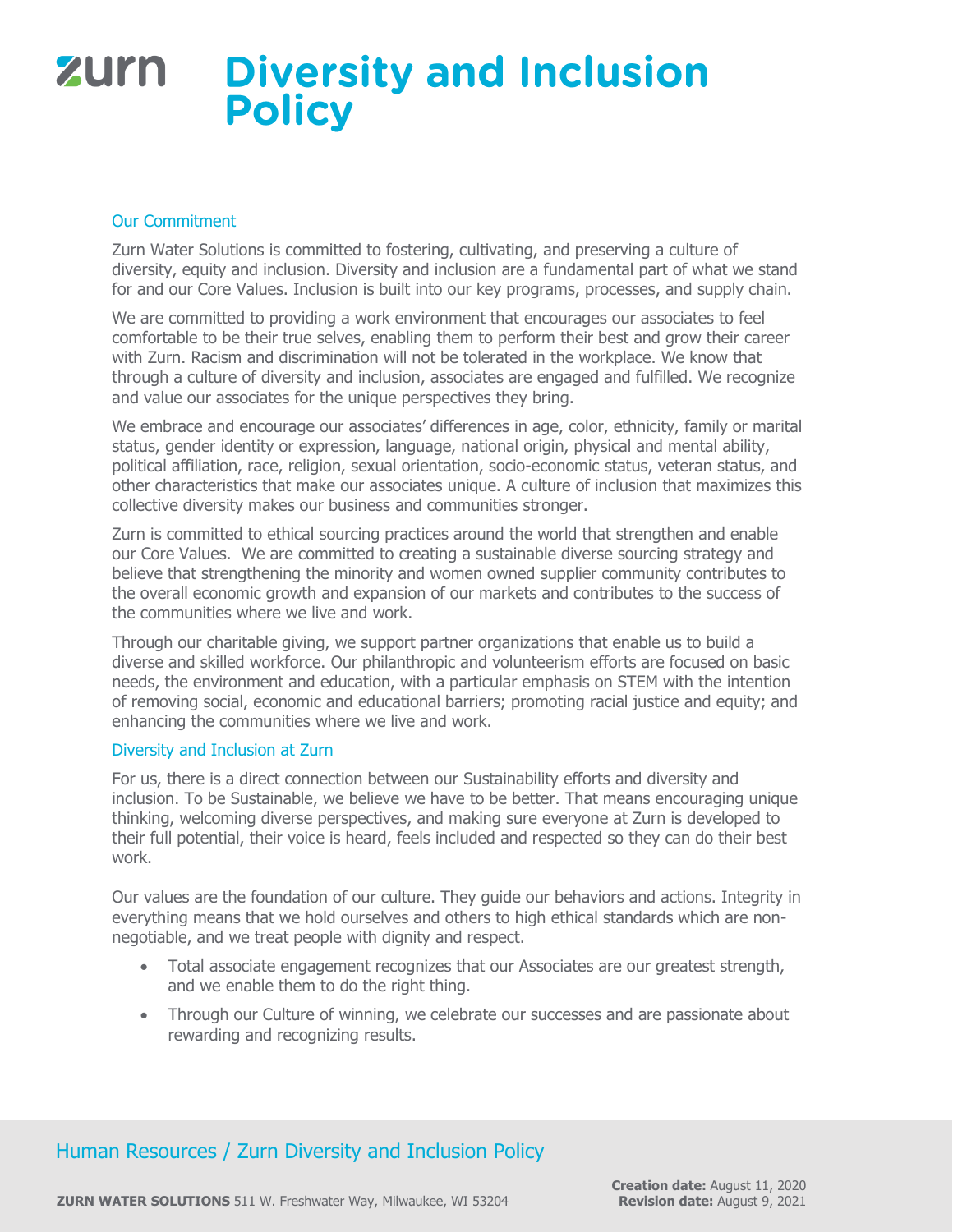# Diversity and Inclusion Policy

## Our Commitment

Zurn Water Solutions is committed to fostering, cultivating, and preserving a culture of diversity, equity and inclusion. Diversity and inclusion are a fundamental part of what we stand for and our Core Values. Inclusion is built into our key programs, processes, and supply chain.

We are committed to providing a work environment that encourages our associates to feel comfortable to be their true selves, enabling them to perform their best and grow their career with Zurn. Racism and discrimination will not be tolerated in the workplace. We know that through a culture of diversity and inclusion, associates are engaged and fulfilled. We recognize and value our associates for the unique perspectives they bring.

We embrace and encourage our associates' differences in age, color, ethnicity, family or marital status, gender identity or expression, language, national origin, physical and mental ability, political affiliation, race, religion, sexual orientation, socio-economic status, veteran status, and other characteristics that make our associates unique. A culture of inclusion that maximizes this collective diversity makes our business and communities stronger.

Zurn is committed to ethical sourcing practices around the world that strengthen and enable our Core Values. We are committed to creating a sustainable diverse sourcing strategy and believe that strengthening the minority and women owned supplier community contributes to the overall economic growth and expansion of our markets and contributes to the success of the communities where we live and work.

Through our charitable giving, we support partner organizations that enable us to build a diverse and skilled workforce. Our philanthropic and volunteerism efforts are focused on basic needs, the environment and education, with a particular emphasis on STEM with the intention of removing social, economic and educational barriers; promoting racial justice and equity; and enhancing the communities where we live and work.

## Diversity and Inclusion at Zurn

For us, there is a direct connection between our Sustainability efforts and diversity and inclusion. To be Sustainable, we believe we have to be better. That means encouraging unique thinking, welcoming diverse perspectives, and making sure everyone at Zurn is developed to their full potential, their voice is heard, feels included and respected so they can do their best work.

Our values are the foundation of our culture. They guide our behaviors and actions. Integrity in everything means that we hold ourselves and others to high ethical standards which are non-negotiable, and we treat people with dignity and respect.

- Total associate engagement recognizes that our Associates are our greatest strength, and we enable them to do the right thing.
- Through our Culture of winning, we celebrate our successes and are passionate about rewarding and recognizing results.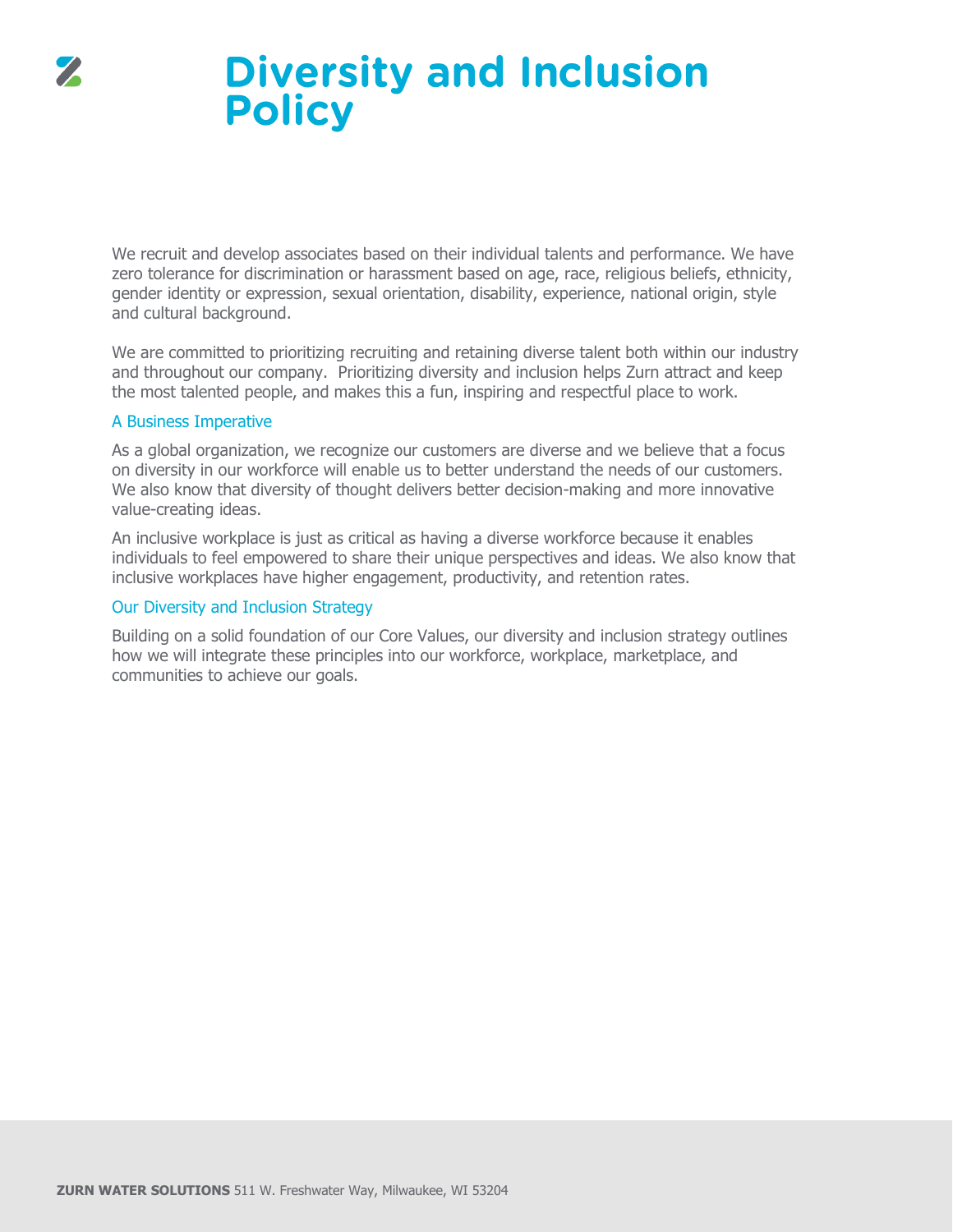# Diversity and Inclusion Policy

We recruit and develop associates based on their individual talents and performance. We have zero tolerance for discrimination or harassment based on age, race, religious beliefs, ethnicity, gender identity or expression, sexual orientation, disability, experience, national origin, style and cultural background.

We are committed to prioritizing recruiting and retaining diverse talent both within our industry and throughout our company. Prioritizing diversity and inclusion helps Zurn attract and keep the most talented people, and makes this a fun, inspiring and respectful place to work.

## A Business Imperative

As a global organization, we recognize our customers are diverse and we believe that a focus on diversity in our workforce will enable us to better understand the needs of our customers. We also know that diversity of thought delivers better decision-making and more innovative value-creating ideas.

An inclusive workplace is just as critical as having a diverse workforce because it enables individuals to feel empowered to share their unique perspectives and ideas. We also know that inclusive workplaces have higher engagement, productivity, and retention rates.

## Our Diversity and Inclusion Strategy

Building on a solid foundation of our Core Values, our diversity and inclusion strategy outlines how we will integrate these principles into our workforce, workplace, marketplace, and communities to achieve our goals.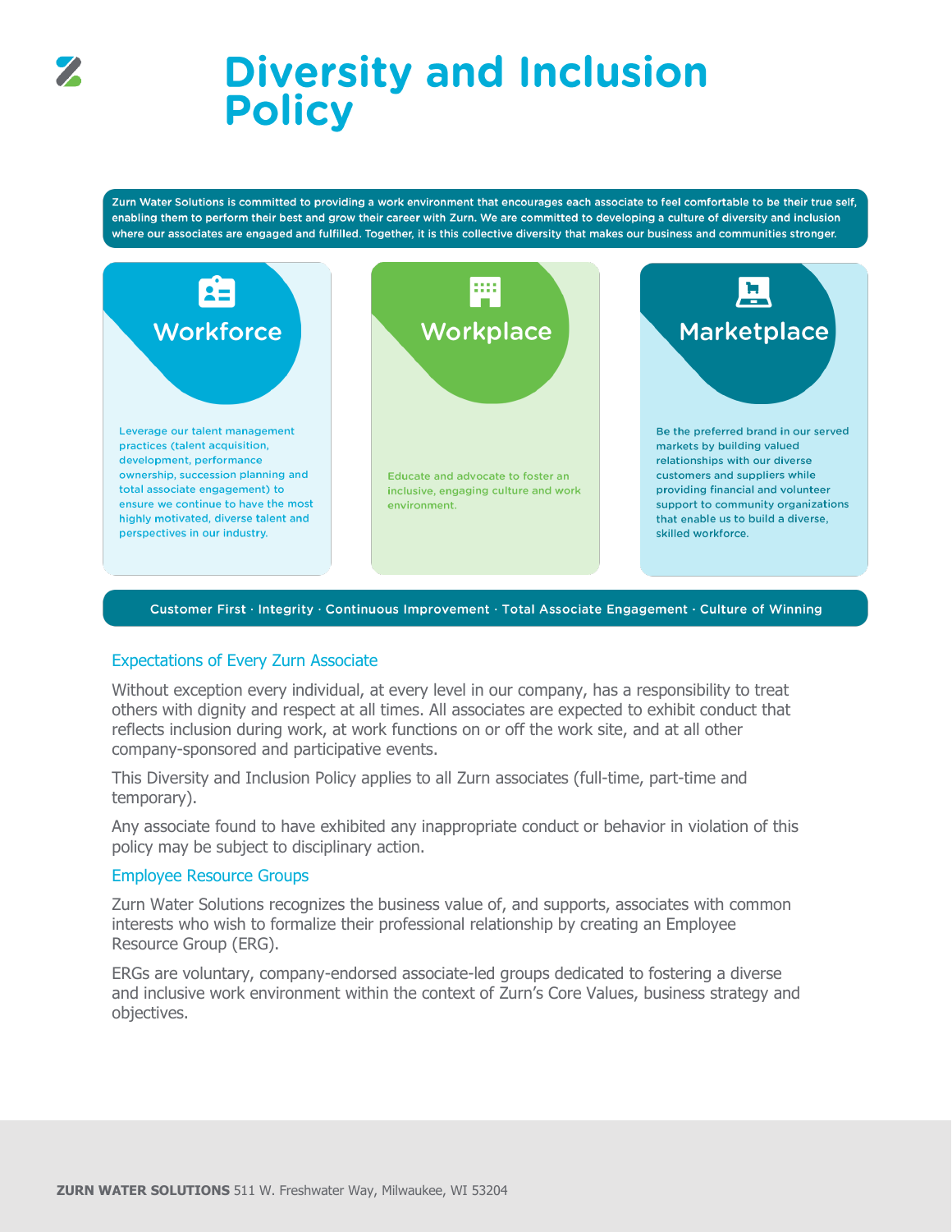# Diversity and Inclusion Policy

Zurn Water Solutions is committed to providing a work environment that encourages each associate to feel comfortable to be their true self, enabling them to perform their best and grow their career with Zurn. We are committed to developing a culture of diversity and inclusion where our associates are engaged and fulfilled. Together, it is this collective diversity that makes our business and communities stronger.

### Workforce

Leverage our talent management practices (talent acquisition, development, performance ownership, succession planning and total associate engagement) to ensure we continue to have the most highly motivated, diverse talent and perspectives in our industry.

### Workplace

Educate and advocate to foster an inclusive, engaging culture and work environment.

### Marketplace

Be the preferred brand in our served markets by building valued relationships with our diverse customers and suppliers while providing financial and volunteer support to community organizations that enable us to build a diverse, skilled workforce.

**Customer First · Integrity · Continuous Improvement · Total Associate Engagement · Culture of Winning**

## Expectations of Every Zurn Associate

Without exception every individual, at every level in our company, has a responsibility to treat others with dignity and respect at all times. All associates are expected to exhibit conduct that reflects inclusion during work, at work functions on or off the work site, and at all other company-sponsored and participative events.

This Diversity and Inclusion Policy applies to all Zurn associates (full-time, part-time and temporary).

Any associate found to have exhibited any inappropriate conduct or behavior in violation of this policy may be subject to disciplinary action.

## Employee Resource Groups

Zurn Water Solutions recognizes the business value of, and supports, associates with common interests who wish to formalize their professional relationship by creating an Employee Resource Group (ERG).

ERGs are voluntary, company-endorsed associate-led groups dedicated to fostering a diverse and inclusive work environment within the context of Zurn's Core Values, business strategy and objectives.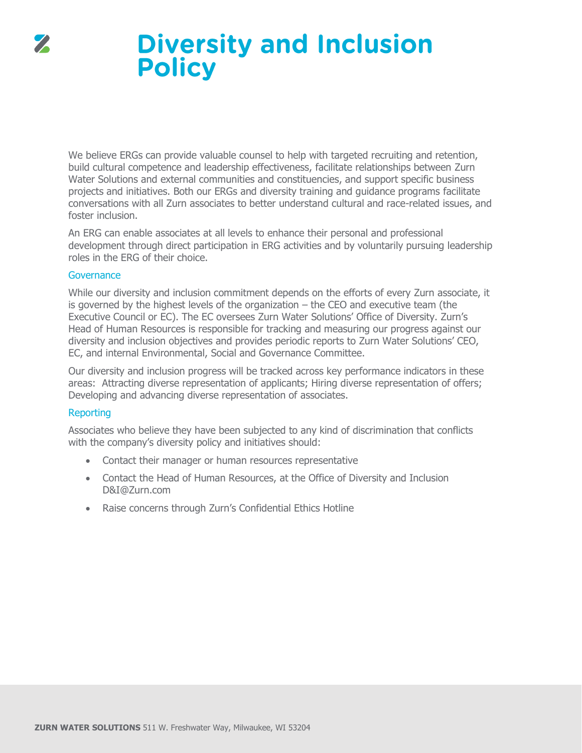# Diversity and Inclusion Policy

We believe ERGs can provide valuable counsel to help with targeted recruiting and retention, build cultural competence and leadership effectiveness, facilitate relationships between Zurn Water Solutions and external communities and constituencies, and support specific business projects and initiatives. Both our ERGs and diversity training and guidance programs facilitate conversations with all Zurn associates to better understand cultural and race-related issues, and foster inclusion.

An ERG can enable associates at all levels to enhance their personal and professional development through direct participation in ERG activities and by voluntarily pursuing leadership roles in the ERG of their choice.

## Governance

While our diversity and inclusion commitment depends on the efforts of every Zurn associate, it is governed by the highest levels of the organization – the CEO and executive team (the Executive Council or EC). The EC oversees Zurn Water Solutions' Office of Diversity. Zurn's Head of Human Resources is responsible for tracking and measuring our progress against our diversity and inclusion objectives and provides periodic reports to Zurn Water Solutions' CEO, EC, and internal Environmental, Social and Governance Committee.

Our diversity and inclusion progress will be tracked across key performance indicators in these areas: Attracting diverse representation of applicants; Hiring diverse representation of offers; Developing and advancing diverse representation of associates.

## Reporting

Associates who believe they have been subjected to any kind of discrimination that conflicts with the company's diversity policy and initiatives should:

- Contact their manager or human resources representative
- Contact the Head of Human Resources, at the Office of Diversity and Inclusion D&I@Zurn.com
- Raise concerns through Zurn's Confidential Ethics Hotline

**ZURN WATER SOLUTIONS** 511 W. Freshwater Way, Milwaukee, WI 53204